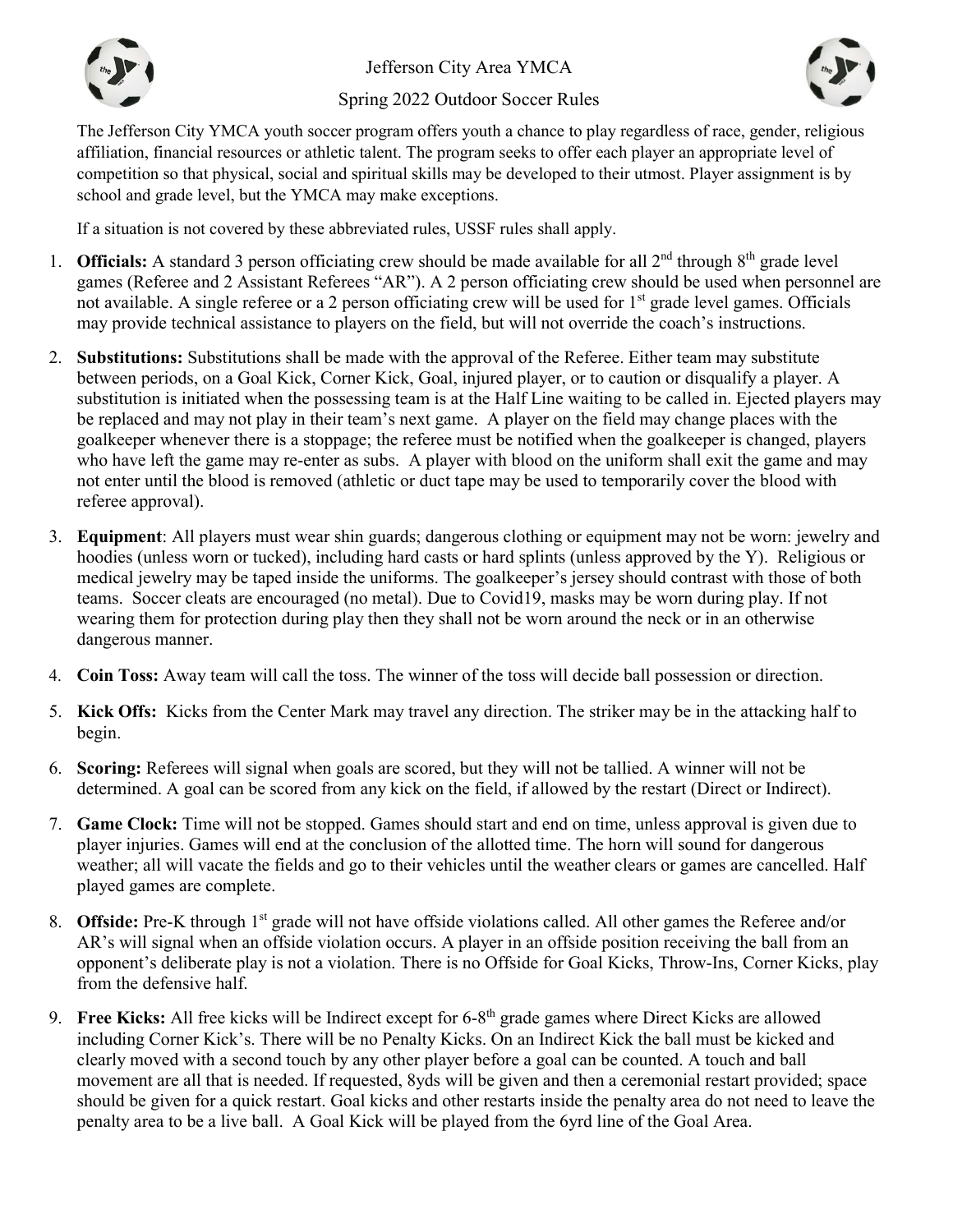# Jefferson City Area YMCA

## Spring 2022 Outdoor Soccer Rules

The Jefferson City YMCA youth soccer program offers youth a chance to play regardless of race, gender, religious affiliation, financial resources or athletic talent. The program seeks to offer each player an appropriate level of competition so that physical, social and spiritual skills may be developed to their utmost. Player assignment is by school and grade level, but the YMCA may make exceptions.

If a situation is not covered by these abbreviated rules, USSF rules shall apply.

1. **Officials:** A standard 3 person officiating crew should be made available for all 2nd through 8th grade level games (Referee and 2 Assistant Referees "AR"). A 2 person officiating crew should be used when personnel are not available. A single referee or a 2 person officiating crew will be used for 1st grade level games. Officials may provide technical assistance to players on the field, but will not override the coach's instructions.
2. **Substitutions:** Substitutions shall be made with the approval of the Referee. Either team may substitute between periods, on a Goal Kick, Corner Kick, Goal, injured player, or to caution or disqualify a player. A substitution is initiated when the possessing team is at the Half Line waiting to be called in. Ejected players may be replaced and may not play in their team's next game. A player on the field may change places with the goalkeeper whenever there is a stoppage; the referee must be notified when the goalkeeper is changed, players who have left the game may re-enter as subs. A player with blood on the uniform shall exit the game and may not enter until the blood is removed (athletic or duct tape may be used to temporarily cover the blood with referee approval).
3. **Equipment**: All players must wear shin guards; dangerous clothing or equipment may not be worn: jewelry and hoodies (unless worn or tucked), including hard casts or hard splints (unless approved by the Y). Religious or medical jewelry may be taped inside the uniforms. The goalkeeper's jersey should contrast with those of both teams. Soccer cleats are encouraged (no metal). Due to Covid19, masks may be worn during play. If not wearing them for protection during play then they shall not be worn around the neck or in an otherwise dangerous manner.
4. **Coin Toss:** Away team will call the toss. The winner of the toss will decide ball possession or direction.
5. **Kick Offs:** Kicks from the Center Mark may travel any direction. The striker may be in the attacking half to begin.
6. **Scoring:** Referees will signal when goals are scored, but they will not be tallied. A winner will not be determined. A goal can be scored from any kick on the field, if allowed by the restart (Direct or Indirect).
7. **Game Clock:** Time will not be stopped. Games should start and end on time, unless approval is given due to player injuries. Games will end at the conclusion of the allotted time. The horn will sound for dangerous weather; all will vacate the fields and go to their vehicles until the weather clears or games are cancelled. Half played games are complete.
8. **Offside:** Pre-K through 1st grade will not have offside violations called. All other games the Referee and/or AR's will signal when an offside violation occurs. A player in an offside position receiving the ball from an opponent's deliberate play is not a violation. There is no Offside for Goal Kicks, Throw-Ins, Corner Kicks, play from the defensive half.
9. **Free Kicks:** All free kicks will be Indirect except for 6-8th grade games where Direct Kicks are allowed including Corner Kick's. There will be no Penalty Kicks. On an Indirect Kick the ball must be kicked and clearly moved with a second touch by any other player before a goal can be counted. A touch and ball movement are all that is needed. If requested, 8yds will be given and then a ceremonial restart provided; space should be given for a quick restart. Goal kicks and other restarts inside the penalty area do not need to leave the penalty area to be a live ball. A Goal Kick will be played from the 6yrd line of the Goal Area.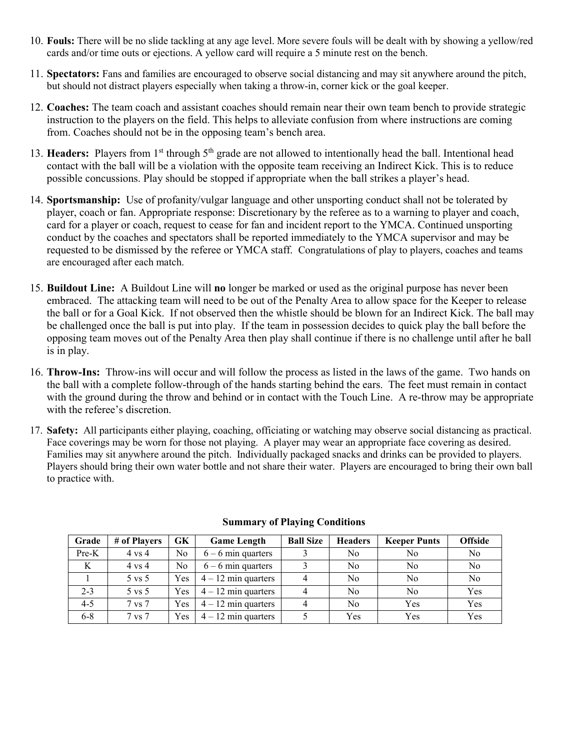10. **Fouls:** There will be no slide tackling at any age level. More severe fouls will be dealt with by showing a yellow/red cards and/or time outs or ejections. A yellow card will require a 5 minute rest on the bench.

11. **Spectators:** Fans and families are encouraged to observe social distancing and may sit anywhere around the pitch, but should not distract players especially when taking a throw-in, corner kick or the goal keeper.

12. **Coaches:** The team coach and assistant coaches should remain near their own team bench to provide strategic instruction to the players on the field. This helps to alleviate confusion from where instructions are coming from. Coaches should not be in the opposing team's bench area.

13. **Headers:** Players from 1st through 5th grade are not allowed to intentionally head the ball. Intentional head contact with the ball will be a violation with the opposite team receiving an Indirect Kick. This is to reduce possible concussions. Play should be stopped if appropriate when the ball strikes a player's head.

14. **Sportsmanship:** Use of profanity/vulgar language and other unsporting conduct shall not be tolerated by player, coach or fan. Appropriate response: Discretionary by the referee as to a warning to player and coach, card for a player or coach, request to cease for fan and incident report to the YMCA. Continued unsporting conduct by the coaches and spectators shall be reported immediately to the YMCA supervisor and may be requested to be dismissed by the referee or YMCA staff. Congratulations of play to players, coaches and teams are encouraged after each match.

15. **Buildout Line:** A Buildout Line will **no** longer be marked or used as the original purpose has never been embraced. The attacking team will need to be out of the Penalty Area to allow space for the Keeper to release the ball or for a Goal Kick. If not observed then the whistle should be blown for an Indirect Kick. The ball may be challenged once the ball is put into play. If the team in possession decides to quick play the ball before the opposing team moves out of the Penalty Area then play shall continue if there is no challenge until after he ball is in play.

16. **Throw-Ins:** Throw-ins will occur and will follow the process as listed in the laws of the game. Two hands on the ball with a complete follow-through of the hands starting behind the ears. The feet must remain in contact with the ground during the throw and behind or in contact with the Touch Line. A re-throw may be appropriate with the referee's discretion.

17. **Safety:** All participants either playing, coaching, officiating or watching may observe social distancing as practical. Face coverings may be worn for those not playing. A player may wear an appropriate face covering as desired. Families may sit anywhere around the pitch. Individually packaged snacks and drinks can be provided to players. Players should bring their own water bottle and not share their water. Players are encouraged to bring their own ball to practice with.

**Summary of Playing Conditions**

| Grade | # of Players | GK | Game Length | Ball Size | Headers | Keeper Punts | Offside |
|---|---|---|---|---|---|---|---|
| Pre-K | 4 vs 4 | No | 6 – 6 min quarters | 3 | No | No | No |
| K | 4 vs 4 | No | 6 – 6 min quarters | 3 | No | No | No |
| 1 | 5 vs 5 | Yes | 4 – 12 min quarters | 4 | No | No | No |
| 2-3 | 5 vs 5 | Yes | 4 – 12 min quarters | 4 | No | No | Yes |
| 4-5 | 7 vs 7 | Yes | 4 – 12 min quarters | 4 | No | Yes | Yes |
| 6-8 | 7 vs 7 | Yes | 4 – 12 min quarters | 5 | Yes | Yes | Yes |